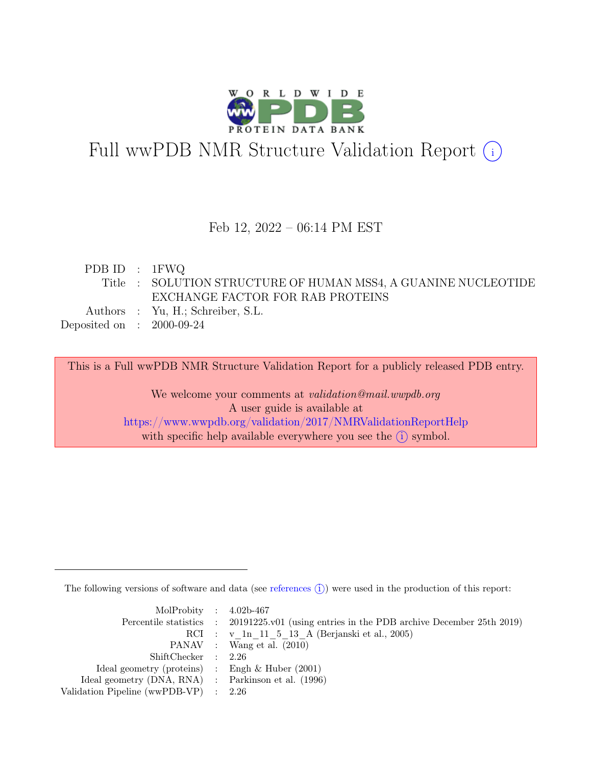# Full wwPDB NMR Structure Validation Report (i)

Feb 12, 2022 – 06:14 PM EST

| | | |
|---|---|---|
| PDB ID | : | 1FWQ |
| Title | : | SOLUTION STRUCTURE OF HUMAN MSS4, A GUANINE NUCLEOTIDE EXCHANGE FACTOR FOR RAB PROTEINS |
| Authors | : | Yu, H.; Schreiber, S.L. |
| Deposited on | : | 2000-09-24 |

This is a Full wwPDB NMR Structure Validation Report for a publicly released PDB entry.

We welcome your comments at *validation@mail.wwpdb.org*
A user guide is available at
https://www.wwpdb.org/validation/2017/NMRValidationReportHelp
with specific help available everywhere you see the (i) symbol.

---

The following versions of software and data (see references (i)) were used in the production of this report:

| | | |
|---|---|---|
| MolProbity | : | 4.02b-467 |
| Percentile statistics | : | 20191225.v01 (using entries in the PDB archive December 25th 2019) |
| RCI | : | v_1n_11_5_13_A (Berjanski et al., 2005) |
| PANAV | : | Wang et al. (2010) |
| ShiftChecker | : | 2.26 |
| Ideal geometry (proteins) | : | Engh & Huber (2001) |
| Ideal geometry (DNA, RNA) | : | Parkinson et al. (1996) |
| Validation Pipeline (wwPDB-VP) | : | 2.26 |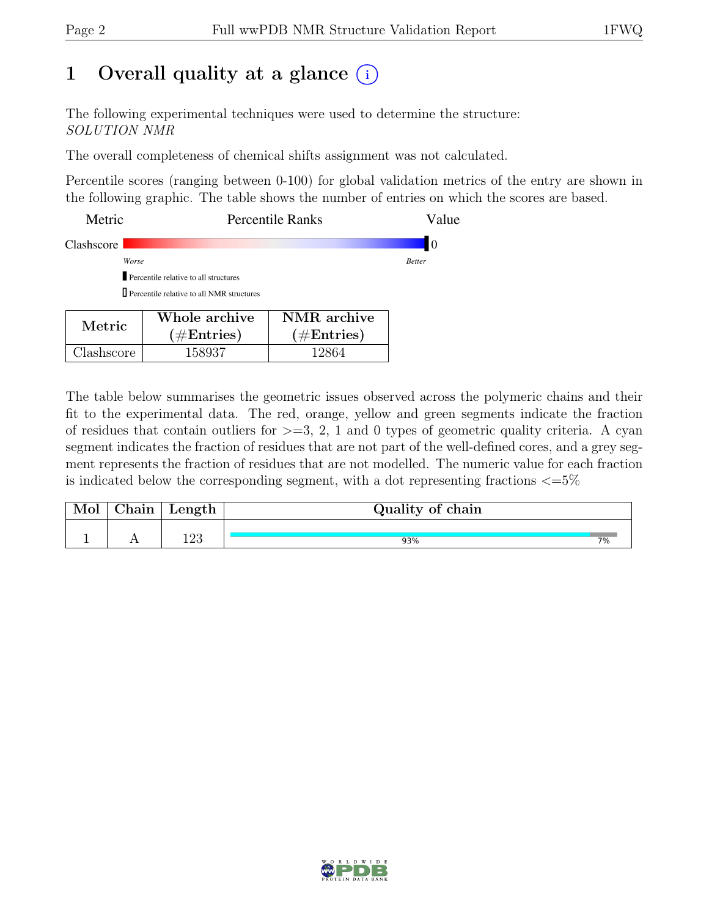# 1 Overall quality at a glance (i)

The following experimental techniques were used to determine the structure:
*SOLUTION NMR*

The overall completeness of chemical shifts assignment was not calculated.

Percentile scores (ranging between 0-100) for global validation metrics of the entry are shown in the following graphic. The table shows the number of entries on which the scores are based.

| Metric | Percentile Ranks | Value |
|---|---|---|
| Clashscore | | 0 |

*Worse* — *Better*

▮ Percentile relative to all structures

▯ Percentile relative to all NMR structures

| Metric | Whole archive (#Entries) | NMR archive (#Entries) |
|---|---|---|
| Clashscore | 158937 | 12864 |

The table below summarises the geometric issues observed across the polymeric chains and their fit to the experimental data. The red, orange, yellow and green segments indicate the fraction of residues that contain outliers for >=3, 2, 1 and 0 types of geometric quality criteria. A cyan segment indicates the fraction of residues that are not part of the well-defined cores, and a grey segment represents the fraction of residues that are not modelled. The numeric value for each fraction is indicated below the corresponding segment, with a dot representing fractions <=5%

| Mol | Chain | Length | Quality of chain |
|---|---|---|---|
| 1 | A | 123 | 93% (cyan), 7% (grey) |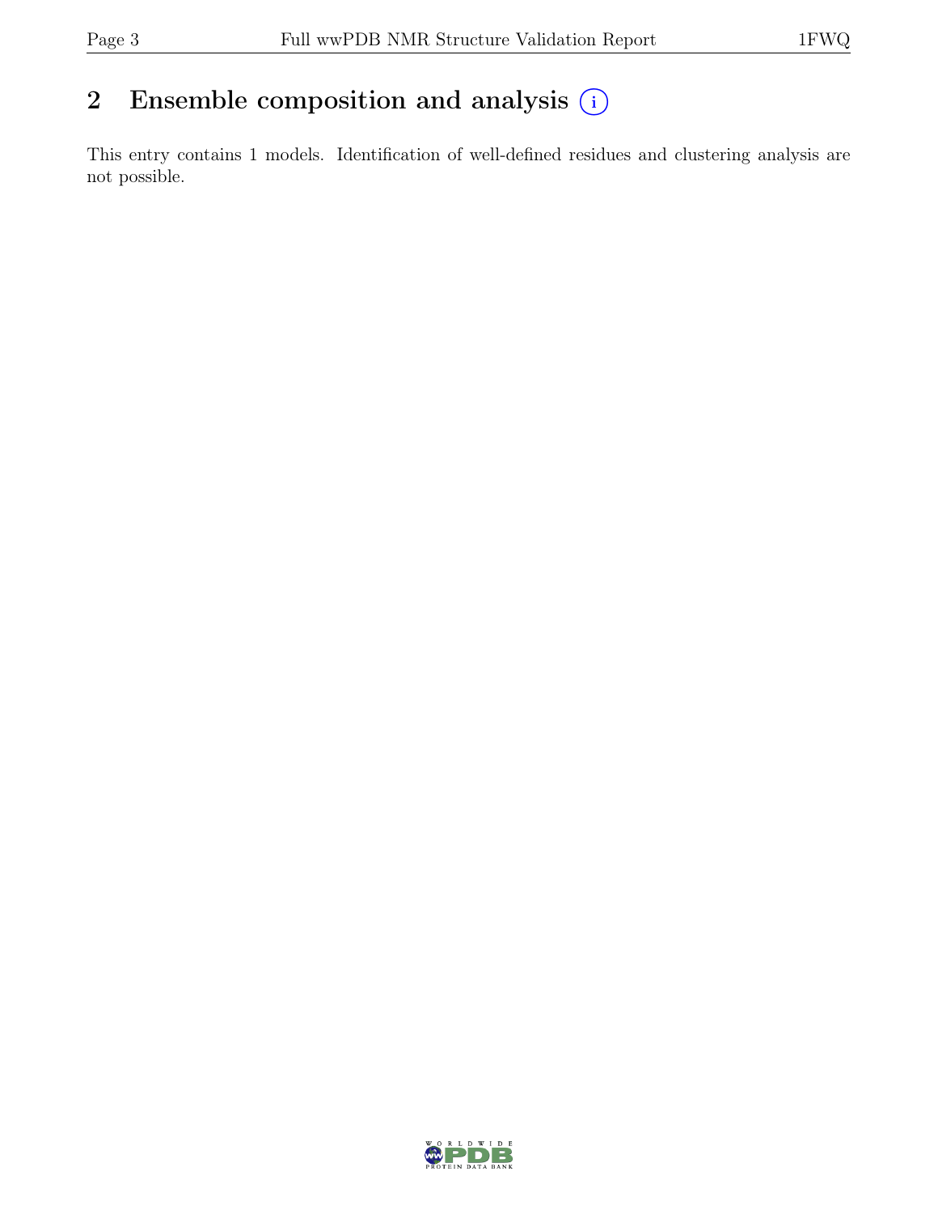# 2 Ensemble composition and analysis (i)

This entry contains 1 models. Identification of well-defined residues and clustering analysis are not possible.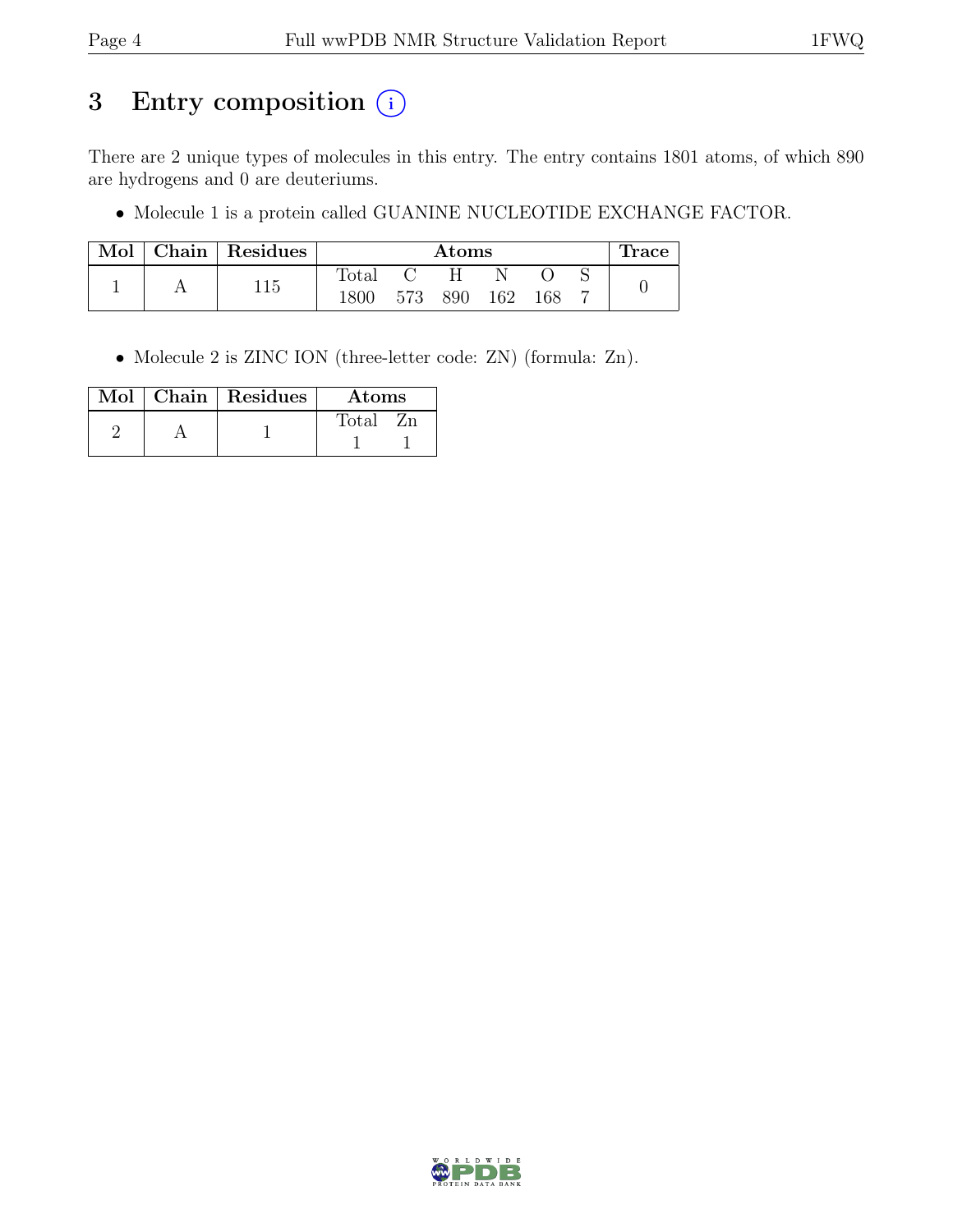# 3 Entry composition (i)

There are 2 unique types of molecules in this entry. The entry contains 1801 atoms, of which 890 are hydrogens and 0 are deuteriums.

- Molecule 1 is a protein called GUANINE NUCLEOTIDE EXCHANGE FACTOR.

| Mol | Chain | Residues | Atoms | | | | | | Trace |
|---|---|---|---|---|---|---|---|---|---|
| | | | Total | C | H | N | O | S | |
| 1 | A | 115 | 1800 | 573 | 890 | 162 | 168 | 7 | 0 |

- Molecule 2 is ZINC ION (three-letter code: ZN) (formula: Zn).

| Mol | Chain | Residues | Atoms | |
|---|---|---|---|---|
| | | | Total | Zn |
| 2 | A | 1 | 1 | 1 |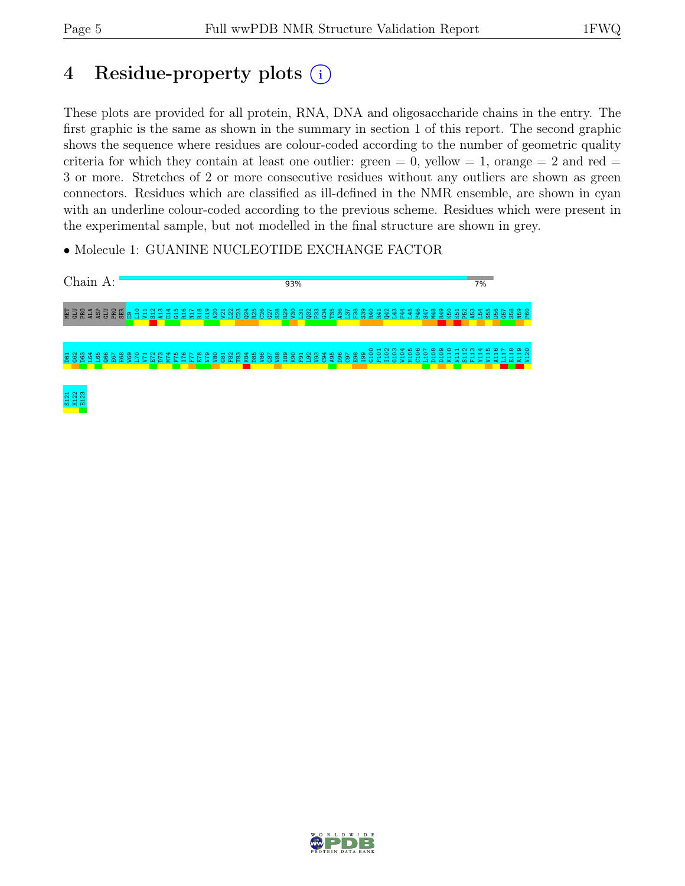# 4 Residue-property plots (i)

These plots are provided for all protein, RNA, DNA and oligosaccharide chains in the entry. The first graphic is the same as shown in the summary in section 1 of this report. The second graphic shows the sequence where residues are colour-coded according to the number of geometric quality criteria for which they contain at least one outlier: green = 0, yellow = 1, orange = 2 and red = 3 or more. Stretches of 2 or more consecutive residues without any outliers are shown as green connectors. Residues which are classified as ill-defined in the NMR ensemble, are shown in cyan with an underline colour-coded according to the previous scheme. Residues which were present in the experimental sample, but not modelled in the final structure are shown in grey.

- Molecule 1: GUANINE NUCLEOTIDE EXCHANGE FACTOR

Chain A: 93% 7%

MET GLU PRO ALA ASP GLU PRO SER E9 L10 V11 S12 A13 E14 G15 R16 N17 R18 K19 A20 V21 L22 C23 Q24 R25 C26 G27 S28 R29 V30 L31 Q32 P33 G34 T35 A36 L37 F38 S39 R40 R41 Q42 L43 F44 L45 P46 S47 M48 R49 K50 K51 P52 A53 L54 S55 D56 G57 S58 N59 P60

D61 G62 D63 L64 L65 Q66 E67 H68 W69 L70 V71 E72 D73 M74 F75 I76 F77 E78 N79 V80 G81 F82 T83 K84 D85 V86 G87 N88 I89 K90 F91 L92 V93 C94 A95 D96 Q97 E98 I99 G100 P101 I102 G103 W104 H105 C106 L107 D108 D109 K110 N111 S112 F113 Y114 V115 A116 L117 E118 R119 V120

S121 H122 E123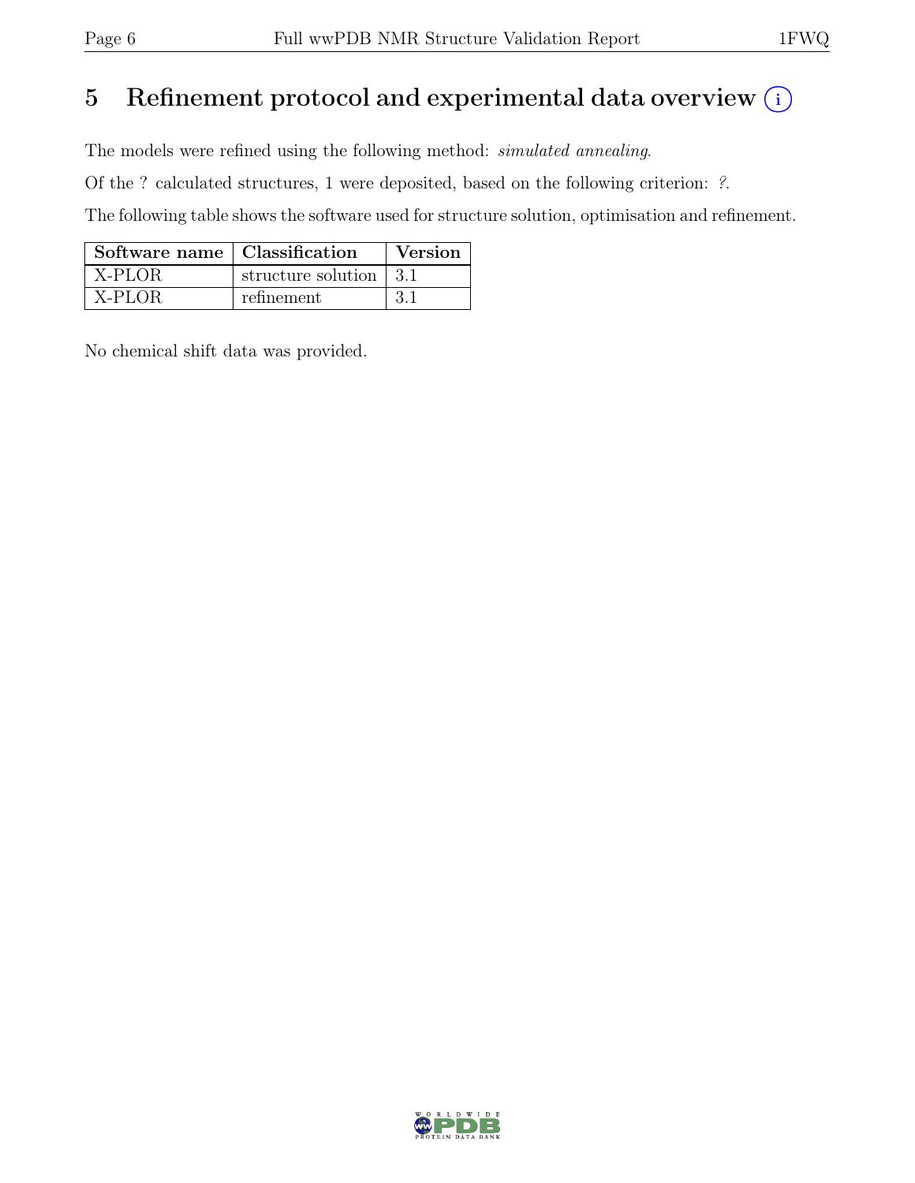# 5 Refinement protocol and experimental data overview (i)

The models were refined using the following method: *simulated annealing*.

Of the ? calculated structures, 1 were deposited, based on the following criterion: *?*.

The following table shows the software used for structure solution, optimisation and refinement.

| Software name | Classification | Version |
|---|---|---|
| X-PLOR | structure solution | 3.1 |
| X-PLOR | refinement | 3.1 |

No chemical shift data was provided.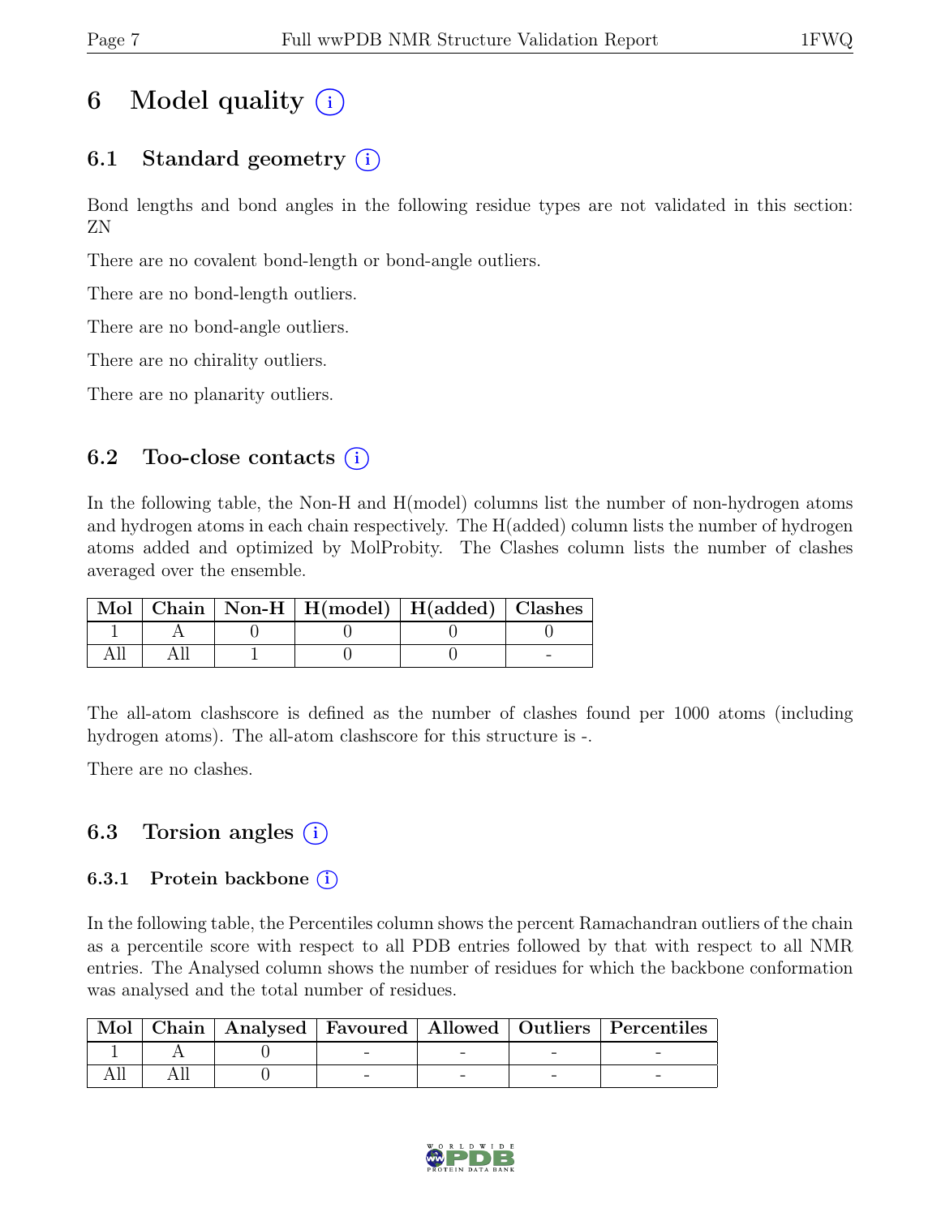# 6 Model quality

## 6.1 Standard geometry

Bond lengths and bond angles in the following residue types are not validated in this section: ZN

There are no covalent bond-length or bond-angle outliers.

There are no bond-length outliers.

There are no bond-angle outliers.

There are no chirality outliers.

There are no planarity outliers.

## 6.2 Too-close contacts

In the following table, the Non-H and H(model) columns list the number of non-hydrogen atoms and hydrogen atoms in each chain respectively. The H(added) column lists the number of hydrogen atoms added and optimized by MolProbity. The Clashes column lists the number of clashes averaged over the ensemble.

| Mol | Chain | Non-H | H(model) | H(added) | Clashes |
|---|---|---|---|---|---|
| 1 | A | 0 | 0 | 0 | 0 |
| All | All | 1 | 0 | 0 | - |

The all-atom clashscore is defined as the number of clashes found per 1000 atoms (including hydrogen atoms). The all-atom clashscore for this structure is -.

There are no clashes.

## 6.3 Torsion angles

### 6.3.1 Protein backbone

In the following table, the Percentiles column shows the percent Ramachandran outliers of the chain as a percentile score with respect to all PDB entries followed by that with respect to all NMR entries. The Analysed column shows the number of residues for which the backbone conformation was analysed and the total number of residues.

| Mol | Chain | Analysed | Favoured | Allowed | Outliers | Percentiles |
|---|---|---|---|---|---|---|
| 1 | A | 0 | - | - | - | - |
| All | All | 0 | - | - | - | - |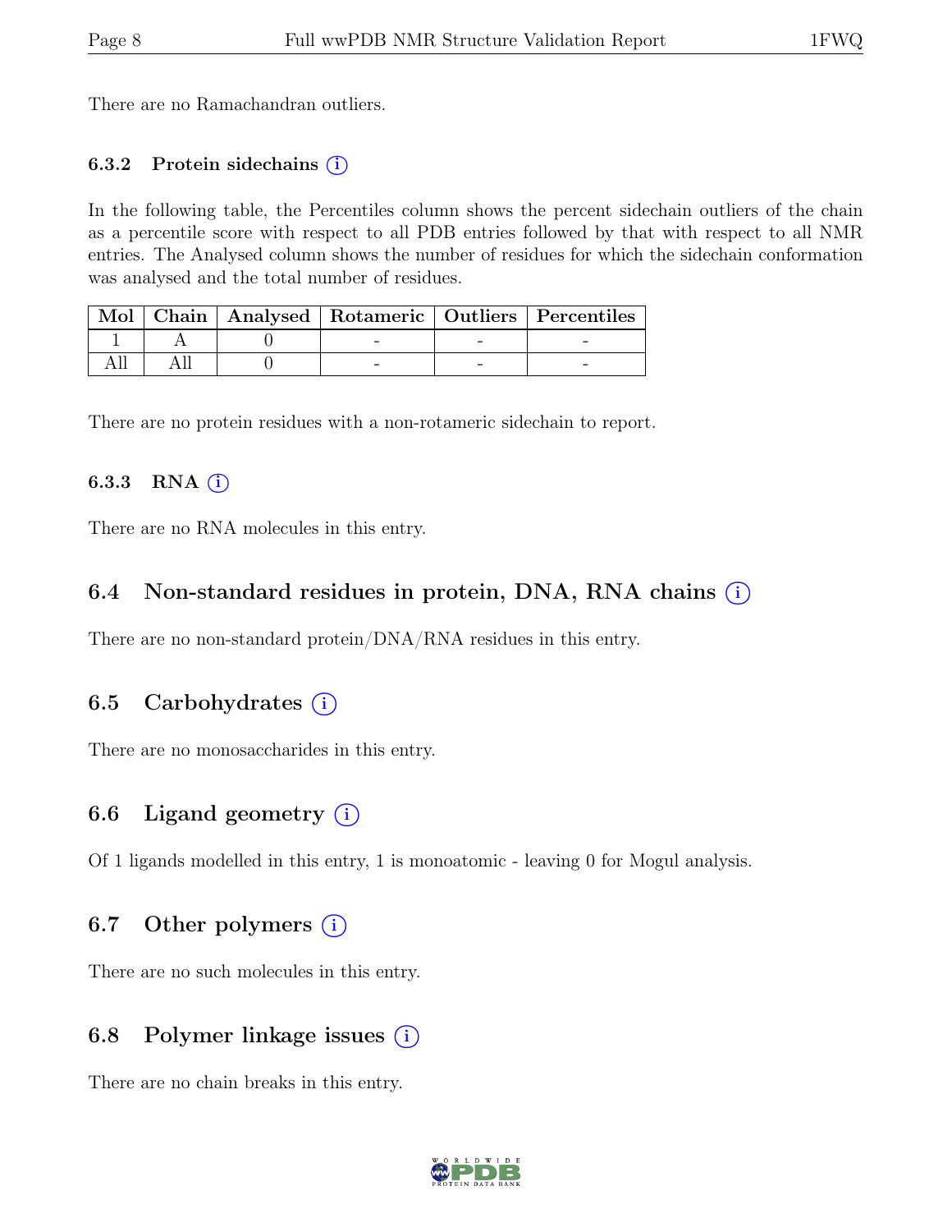There are no Ramachandran outliers.

#### 6.3.2 Protein sidechains (i)

In the following table, the Percentiles column shows the percent sidechain outliers of the chain as a percentile score with respect to all PDB entries followed by that with respect to all NMR entries. The Analysed column shows the number of residues for which the sidechain conformation was analysed and the total number of residues.

| Mol | Chain | Analysed | Rotameric | Outliers | Percentiles |
|---|---|---|---|---|---|
| 1 | A | 0 | - | - | - |
| All | All | 0 | - | - | - |

There are no protein residues with a non-rotameric sidechain to report.

#### 6.3.3 RNA (i)

There are no RNA molecules in this entry.

### 6.4 Non-standard residues in protein, DNA, RNA chains (i)

There are no non-standard protein/DNA/RNA residues in this entry.

### 6.5 Carbohydrates (i)

There are no monosaccharides in this entry.

### 6.6 Ligand geometry (i)

Of 1 ligands modelled in this entry, 1 is monoatomic - leaving 0 for Mogul analysis.

### 6.7 Other polymers (i)

There are no such molecules in this entry.

### 6.8 Polymer linkage issues (i)

There are no chain breaks in this entry.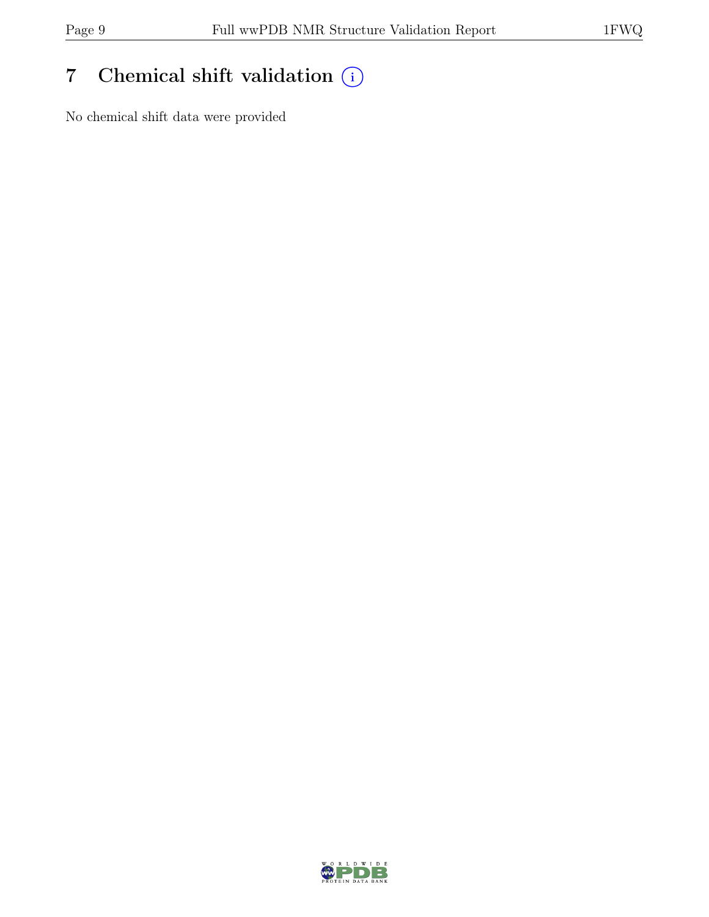# 7 Chemical shift validation (i)

No chemical shift data were provided